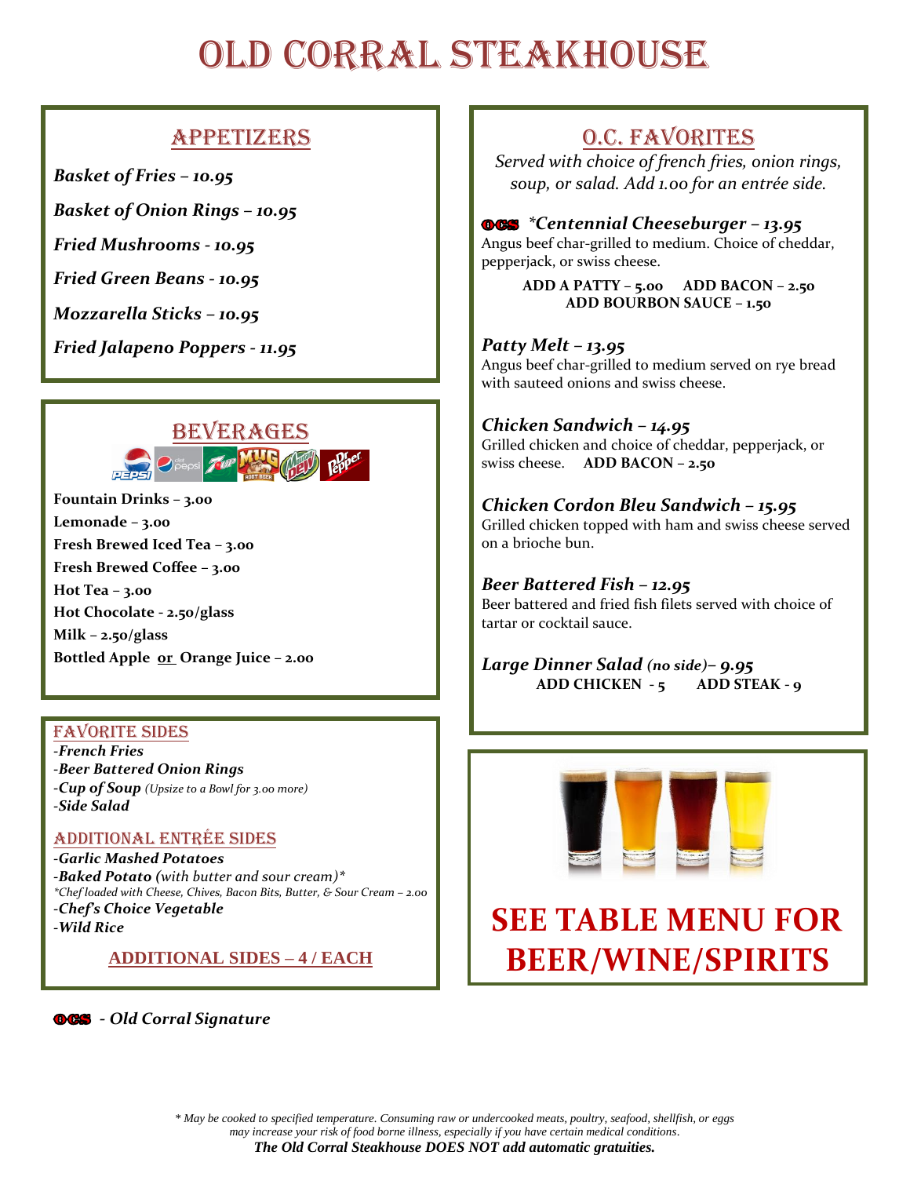# OLD CORRAL STEAKHOUSE

## APPETIZERS

***Basket of Fries – 10.95***

***Basket of Onion Rings – 10.95***

***Fried Mushrooms - 10.95***

***Fried Green Beans - 10.95***

***Mozzarella Sticks – 10.95***

***Fried Jalapeno Poppers - 11.95***

## BEVERAGES

**Fountain Drinks – 3.00**
**Lemonade – 3.00**
**Fresh Brewed Iced Tea – 3.00**
**Fresh Brewed Coffee – 3.00**
**Hot Tea – 3.00**
**Hot Chocolate - 2.50/glass**
**Milk – 2.50/glass**
**Bottled Apple or Orange Juice – 2.00**

### FAVORITE SIDES

-***French Fries***
-***Beer Battered Onion Rings***
-***Cup of Soup*** *(Upsize to a Bowl for 3.00 more)*
-***Side Salad***

### ADDITIONAL ENTRÉE SIDES

-***Garlic Mashed Potatoes***
-***Baked Potato*** *(with butter and sour cream)**
*Chef loaded with Cheese, Chives, Bacon Bits, Butter, & Sour Cream – 2.00*
-***Chef's Choice Vegetable***
-***Wild Rice***

**ADDITIONAL SIDES – 4 / EACH**

## O.C. FAVORITES

*Served with choice of french fries, onion rings, soup, or salad. Add 1.00 for an entrée side.*

OCS ***Centennial Cheeseburger – 13.95**
Angus beef char-grilled to medium. Choice of cheddar, pepperjack, or swiss cheese.

**ADD A PATTY – 5.00 ADD BACON – 2.50**
**ADD BOURBON SAUCE – 1.50**

***Patty Melt – 13.95***
Angus beef char-grilled to medium served on rye bread with sauteed onions and swiss cheese.

***Chicken Sandwich – 14.95***
Grilled chicken and choice of cheddar, pepperjack, or swiss cheese. **ADD BACON – 2.50**

***Chicken Cordon Bleu Sandwich – 15.95***
Grilled chicken topped with ham and swiss cheese served on a brioche bun.

***Beer Battered Fish – 12.95***
Beer battered and fried fish filets served with choice of tartar or cocktail sauce.

***Large Dinner Salad** (no side)– 9.95*
**ADD CHICKEN - 5 ADD STEAK - 9**

**SEE TABLE MENU FOR BEER/WINE/SPIRITS**

OCS *- Old Corral Signature*

*\* May be cooked to specified temperature. Consuming raw or undercooked meats, poultry, seafood, shellfish, or eggs may increase your risk of food borne illness, especially if you have certain medical conditions.*

***The Old Corral Steakhouse DOES NOT add automatic gratuities.***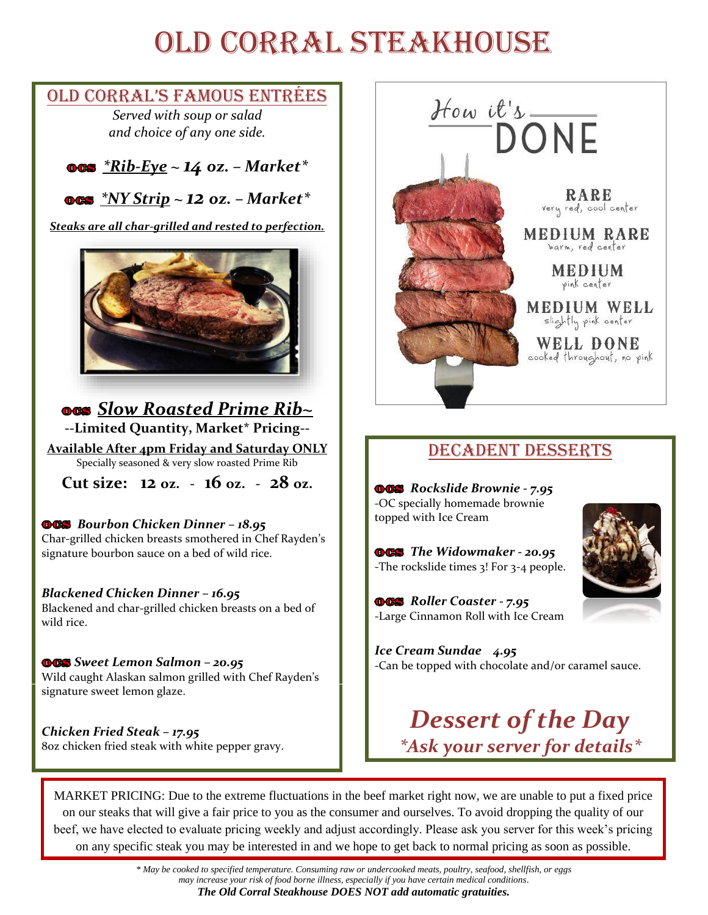# OLD CORRAL STEAKHOUSE

## OLD CORRAL'S FAMOUS ENTRÉES

*Served with soup or salad and choice of any one side.*

**OCS** ***\*Rib-Eye ~ 14 oz. – Market\****

**OCS** ***\*NY Strip ~ 12 oz. – Market\****

***Steaks are all char-grilled and rested to perfection.***

**OCS** ***Slow Roasted Prime Rib~***

**--Limited Quantity, Market\* Pricing--**

**Available After 4pm Friday and Saturday ONLY**

Specially seasoned & very slow roasted Prime Rib

**Cut size: 12 oz. - 16 oz. - 28 oz.**

**OCS** ***Bourbon Chicken Dinner – 18.95***
Char-grilled chicken breasts smothered in Chef Rayden's signature bourbon sauce on a bed of wild rice.

***Blackened Chicken Dinner – 16.95***
Blackened and char-grilled chicken breasts on a bed of wild rice.

**OCS** ***Sweet Lemon Salmon – 20.95***
Wild caught Alaskan salmon grilled with Chef Rayden's signature sweet lemon glaze.

***Chicken Fried Steak – 17.95***
8oz chicken fried steak with white pepper gravy.

## How it's DONE

**RARE** – very red, cool center

**MEDIUM RARE** – warm, red center

**MEDIUM** – pink center

**MEDIUM WELL** – slightly pink center

**WELL DONE** – cooked throughout, no pink

## DECADENT DESSERTS

**OCS** ***Rockslide Brownie - 7.95***
-OC specially homemade brownie topped with Ice Cream

**OCS** ***The Widowmaker - 20.95***
-The rockslide times 3! For 3-4 people.

**OCS** ***Roller Coaster - 7.95***
-Large Cinnamon Roll with Ice Cream

***Ice Cream Sundae 4.95***
-Can be topped with chocolate and/or caramel sauce.

### *Dessert of the Day*

***\*Ask your server for details\****

MARKET PRICING: Due to the extreme fluctuations in the beef market right now, we are unable to put a fixed price on our steaks that will give a fair price to you as the consumer and ourselves. To avoid dropping the quality of our beef, we have elected to evaluate pricing weekly and adjust accordingly. Please ask you server for this week's pricing on any specific steak you may be interested in and we hope to get back to normal pricing as soon as possible.

*\* May be cooked to specified temperature. Consuming raw or undercooked meats, poultry, seafood, shellfish, or eggs may increase your risk of food borne illness, especially if you have certain medical conditions.*

***The Old Corral Steakhouse DOES NOT add automatic gratuities.***